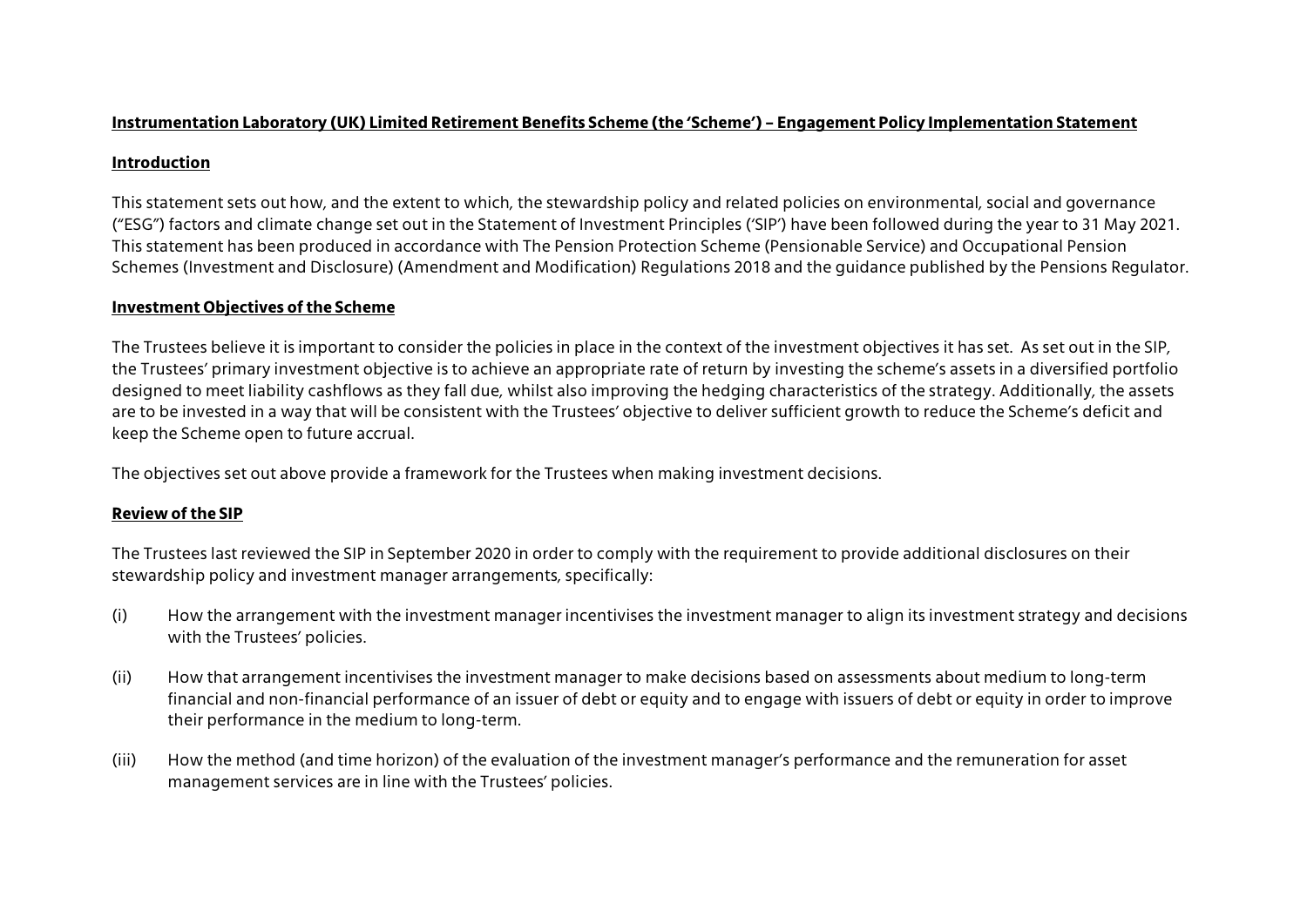# Instrumentation Laboratory (UK) Limited Retirement Benefits Scheme (the 'Scheme') – Engagement Policy Implementation Statement

## Introduction

This statement sets out how, and the extent to which, the stewardship policy and related policies on environmental, social and governance ("ESG") factors and climate change set out in the Statement of Investment Principles ('SIP') have been followed during the year to 31 May 2021. This statement has been produced in accordance with The Pension Protection Scheme (Pensionable Service) and Occupational Pension Schemes (Investment and Disclosure) (Amendment and Modification) Regulations 2018 and the guidance published by the Pensions Regulator.

## Investment Objectives of the Scheme

The Trustees believe it is important to consider the policies in place in the context of the investment objectives it has set. As set out in the SIP, the Trustees' primary investment objective is to achieve an appropriate rate of return by investing the scheme's assets in a diversified portfolio designed to meet liability cashflows as they fall due, whilst also improving the hedging characteristics of the strategy. Additionally, the assets are to be invested in a way that will be consistent with the Trustees' objective to deliver sufficient growth to reduce the Scheme's deficit and keep the Scheme open to future accrual.

The objectives set out above provide a framework for the Trustees when making investment decisions.

## Review of the SIP

The Trustees last reviewed the SIP in September 2020 in order to comply with the requirement to provide additional disclosures on their stewardship policy and investment manager arrangements, specifically:

(i) How the arrangement with the investment manager incentivises the investment manager to align its investment strategy and decisions with the Trustees' policies.

(ii) How that arrangement incentivises the investment manager to make decisions based on assessments about medium to long-term financial and non-financial performance of an issuer of debt or equity and to engage with issuers of debt or equity in order to improve their performance in the medium to long-term.

(iii) How the method (and time horizon) of the evaluation of the investment manager's performance and the remuneration for asset management services are in line with the Trustees' policies.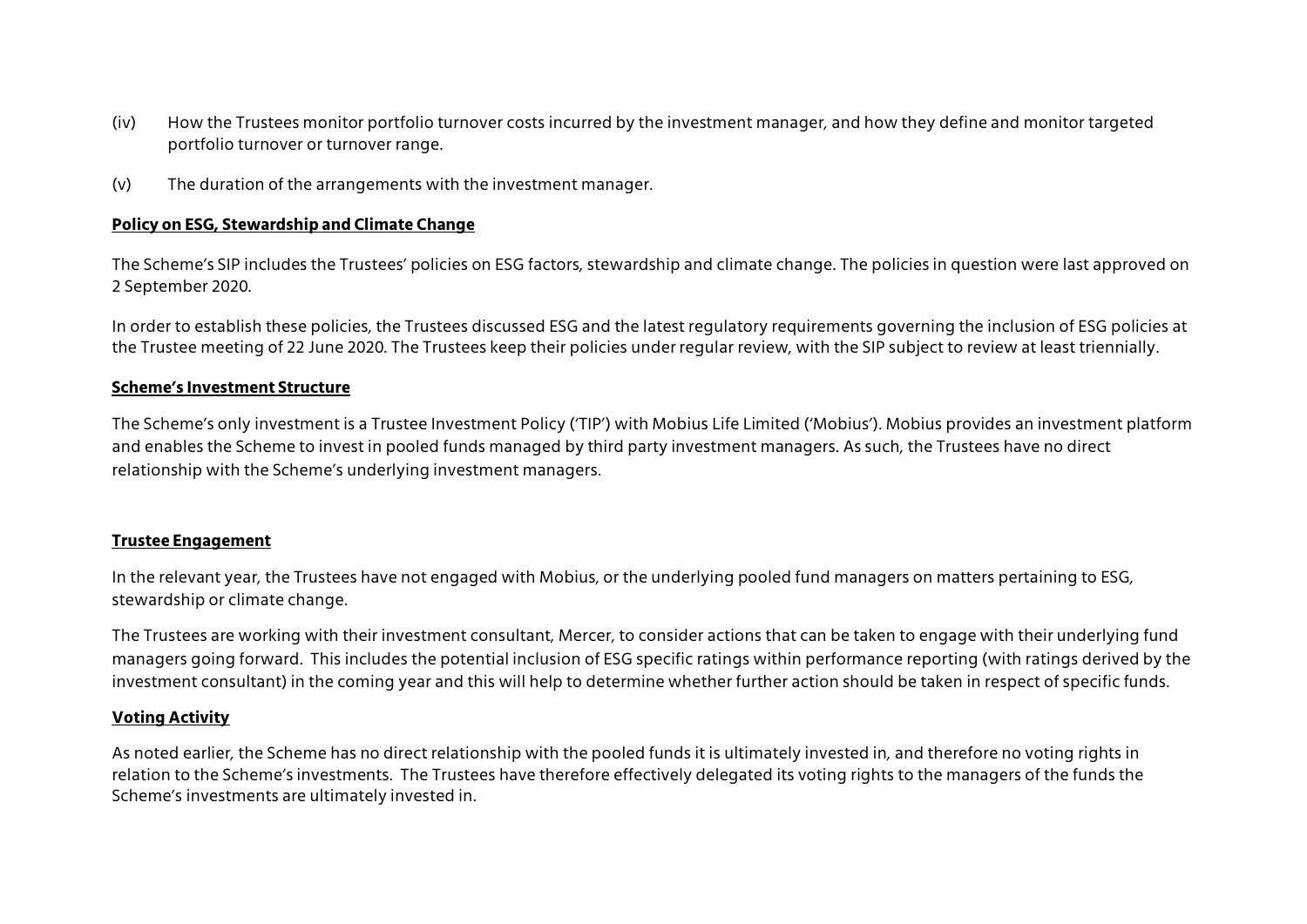(iv) How the Trustees monitor portfolio turnover costs incurred by the investment manager, and how they define and monitor targeted portfolio turnover or turnover range.

(v) The duration of the arrangements with the investment manager.

## **Policy on ESG, Stewardship and Climate Change**

The Scheme's SIP includes the Trustees' policies on ESG factors, stewardship and climate change. The policies in question were last approved on 2 September 2020.

In order to establish these policies, the Trustees discussed ESG and the latest regulatory requirements governing the inclusion of ESG policies at the Trustee meeting of 22 June 2020. The Trustees keep their policies under regular review, with the SIP subject to review at least triennially.

## **Scheme's Investment Structure**

The Scheme's only investment is a Trustee Investment Policy ('TIP') with Mobius Life Limited ('Mobius'). Mobius provides an investment platform and enables the Scheme to invest in pooled funds managed by third party investment managers. As such, the Trustees have no direct relationship with the Scheme's underlying investment managers.

## **Trustee Engagement**

In the relevant year, the Trustees have not engaged with Mobius, or the underlying pooled fund managers on matters pertaining to ESG, stewardship or climate change.

The Trustees are working with their investment consultant, Mercer, to consider actions that can be taken to engage with their underlying fund managers going forward. This includes the potential inclusion of ESG specific ratings within performance reporting (with ratings derived by the investment consultant) in the coming year and this will help to determine whether further action should be taken in respect of specific funds.

## **Voting Activity**

As noted earlier, the Scheme has no direct relationship with the pooled funds it is ultimately invested in, and therefore no voting rights in relation to the Scheme's investments. The Trustees have therefore effectively delegated its voting rights to the managers of the funds the Scheme's investments are ultimately invested in.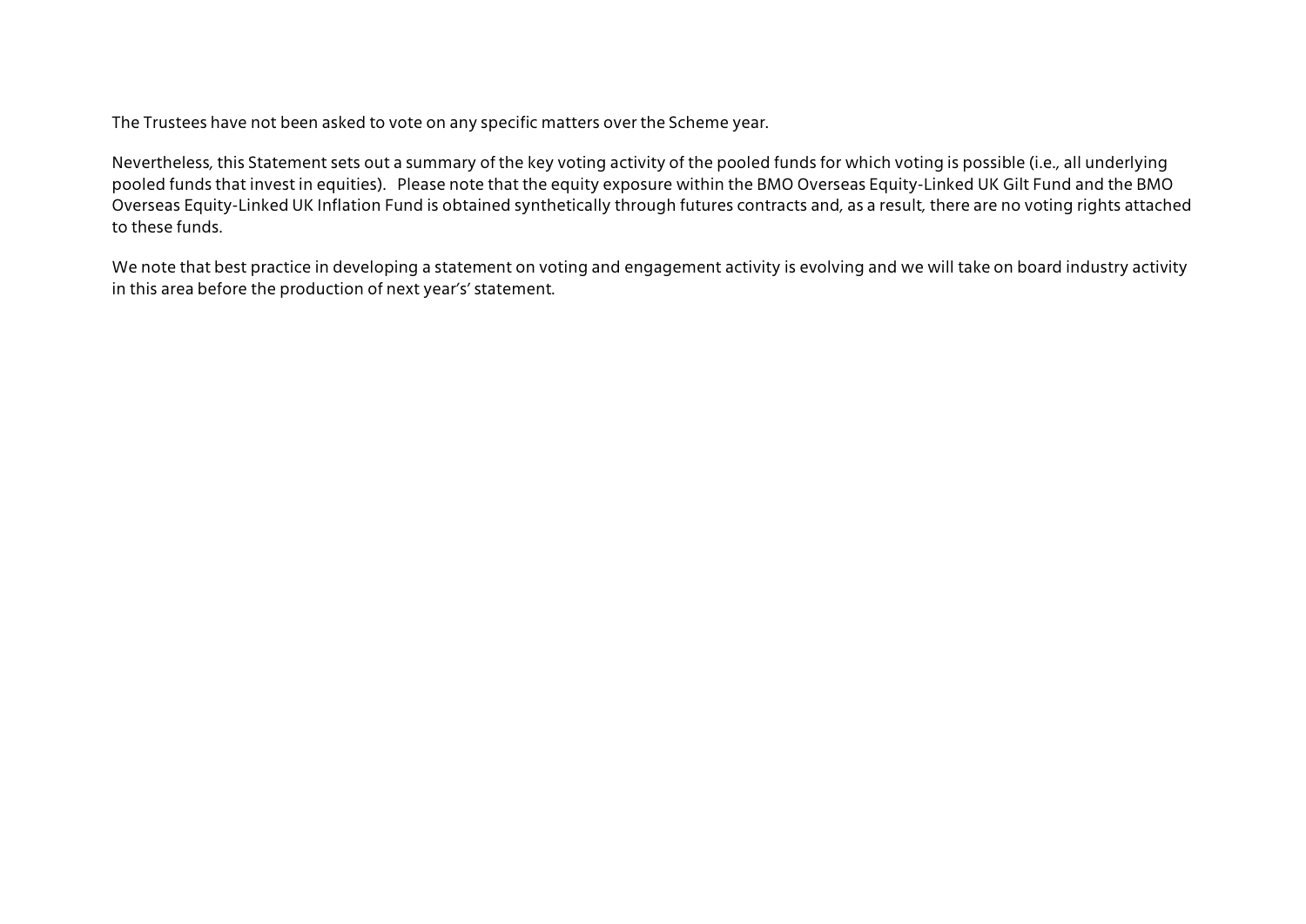The Trustees have not been asked to vote on any specific matters over the Scheme year.

Nevertheless, this Statement sets out a summary of the key voting activity of the pooled funds for which voting is possible (i.e., all underlying pooled funds that invest in equities). Please note that the equity exposure within the BMO Overseas Equity-Linked UK Gilt Fund and the BMO Overseas Equity-Linked UK Inflation Fund is obtained synthetically through futures contracts and, as a result, there are no voting rights attached to these funds.

We note that best practice in developing a statement on voting and engagement activity is evolving and we will take on board industry activity in this area before the production of next year's' statement.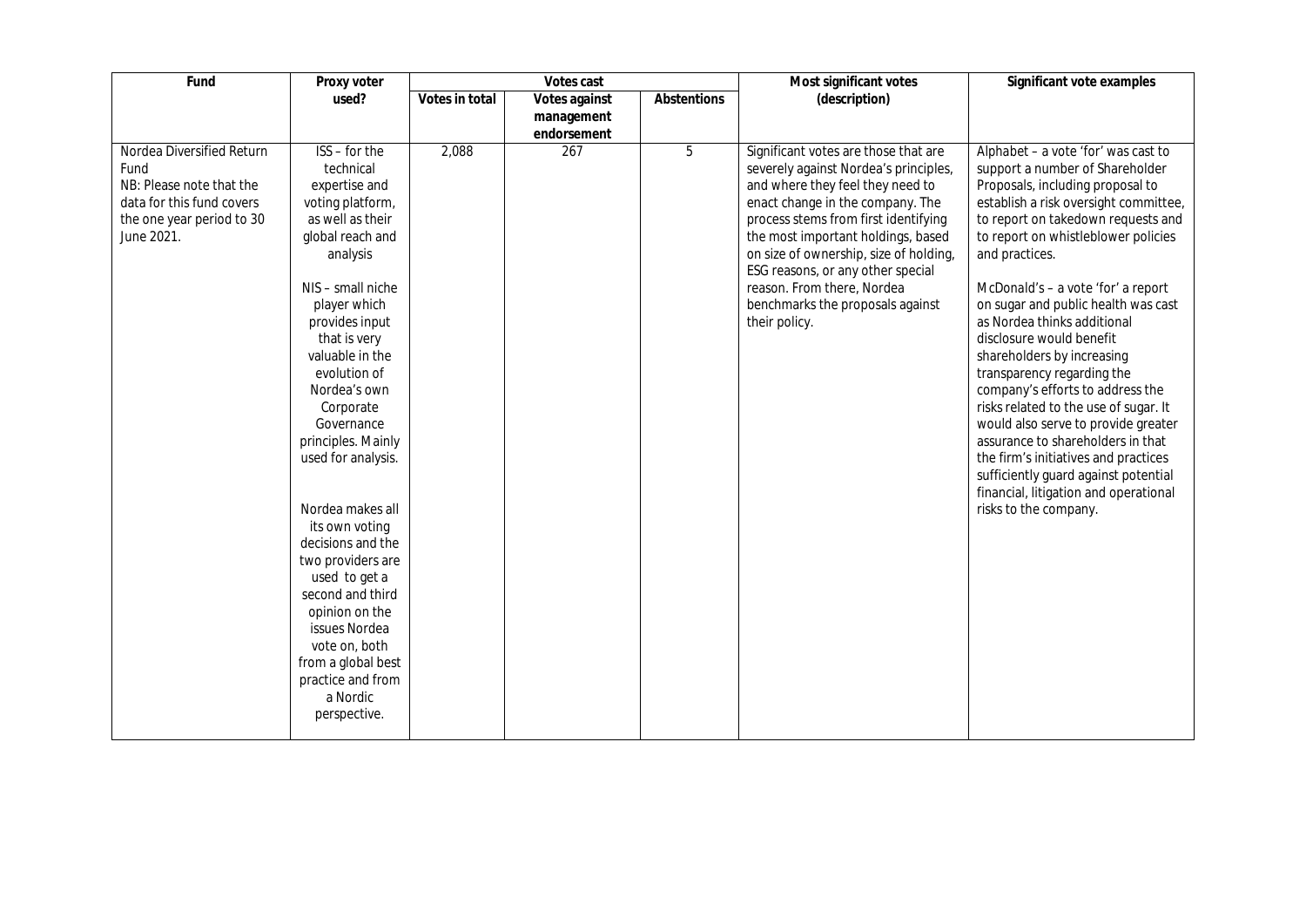| Fund | Proxy voter used? | Votes cast | | | Most significant votes (description) | Significant vote examples |
|---|---|---|---|---|---|---|
| | | Votes in total | Votes against management endorsement | Abstentions | | |
| Nordea Diversified Return Fund<br>NB: Please note that the data for this fund covers the one year period to 30 June 2021. | ISS – for the technical expertise and voting platform, as well as their global reach and analysis<br><br>NIS – small niche player which provides input that is very valuable in the evolution of Nordea's own Corporate Governance principles. Mainly used for analysis.<br><br>Nordea makes all its own voting decisions and the two providers are used to get a second and third opinion on the issues Nordea vote on, both from a global best practice and from a Nordic perspective. | 2,088 | 267 | 5 | Significant votes are those that are severely against Nordea's principles, and where they feel they need to enact change in the company. The process stems from first identifying the most important holdings, based on size of ownership, size of holding, ESG reasons, or any other special reason. From there, Nordea benchmarks the proposals against their policy. | Alphabet – a vote 'for' was cast to support a number of Shareholder Proposals, including proposal to establish a risk oversight committee, to report on takedown requests and to report on whistleblower policies and practices.<br><br>McDonald's – a vote 'for' a report on sugar and public health was cast as Nordea thinks additional disclosure would benefit shareholders by increasing transparency regarding the company's efforts to address the risks related to the use of sugar. It would also serve to provide greater assurance to shareholders in that the firm's initiatives and practices sufficiently guard against potential financial, litigation and operational risks to the company. |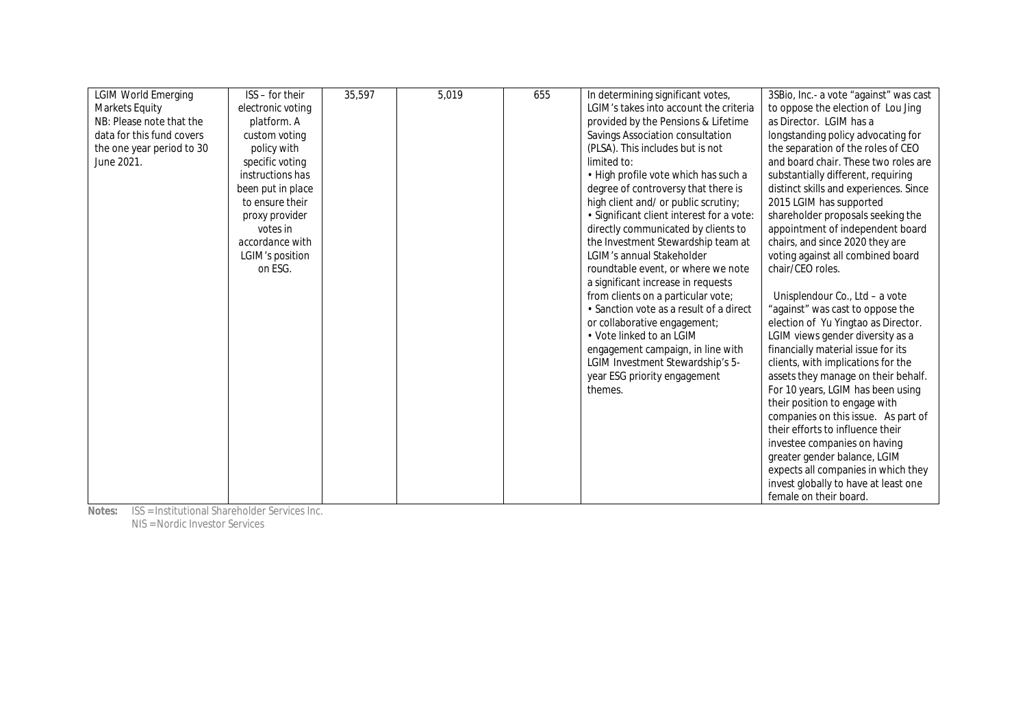| | | | | | | |
|---|---|---|---|---|---|---|
| LGIM World Emerging Markets Equity NB: Please note that the data for this fund covers the one year period to 30 June 2021. | ISS – for their electronic voting platform. A custom voting policy with specific voting instructions has been put in place to ensure their proxy provider votes in accordance with LGIM's position on ESG. | 35,597 | 5,019 | 655 | In determining significant votes, LGIM's takes into account the criteria provided by the Pensions & Lifetime Savings Association consultation (PLSA). This includes but is not limited to: • High profile vote which has such a degree of controversy that there is high client and/ or public scrutiny; • Significant client interest for a vote: directly communicated by clients to the Investment Stewardship team at LGIM's annual Stakeholder roundtable event, or where we note a significant increase in requests from clients on a particular vote; • Sanction vote as a result of a direct or collaborative engagement; • Vote linked to an LGIM engagement campaign, in line with LGIM Investment Stewardship's 5-year ESG priority engagement themes. | 3SBio, Inc.- a vote "against" was cast to oppose the election of Lou Jing as Director. LGIM has a longstanding policy advocating for the separation of the roles of CEO and board chair. These two roles are substantially different, requiring distinct skills and experiences. Since 2015 LGIM has supported shareholder proposals seeking the appointment of independent board chairs, and since 2020 they are voting against all combined board chair/CEO roles. Unisplendour Co., Ltd – a vote "against" was cast to oppose the election of Yu Yingtao as Director. LGIM views gender diversity as a financially material issue for its clients, with implications for the assets they manage on their behalf. For 10 years, LGIM has been using their position to engage with companies on this issue. As part of their efforts to influence their investee companies on having greater gender balance, LGIM expects all companies in which they invest globally to have at least one female on their board. |

**Notes:** ISS = Institutional Shareholder Services Inc.
NIS = Nordic Investor Services